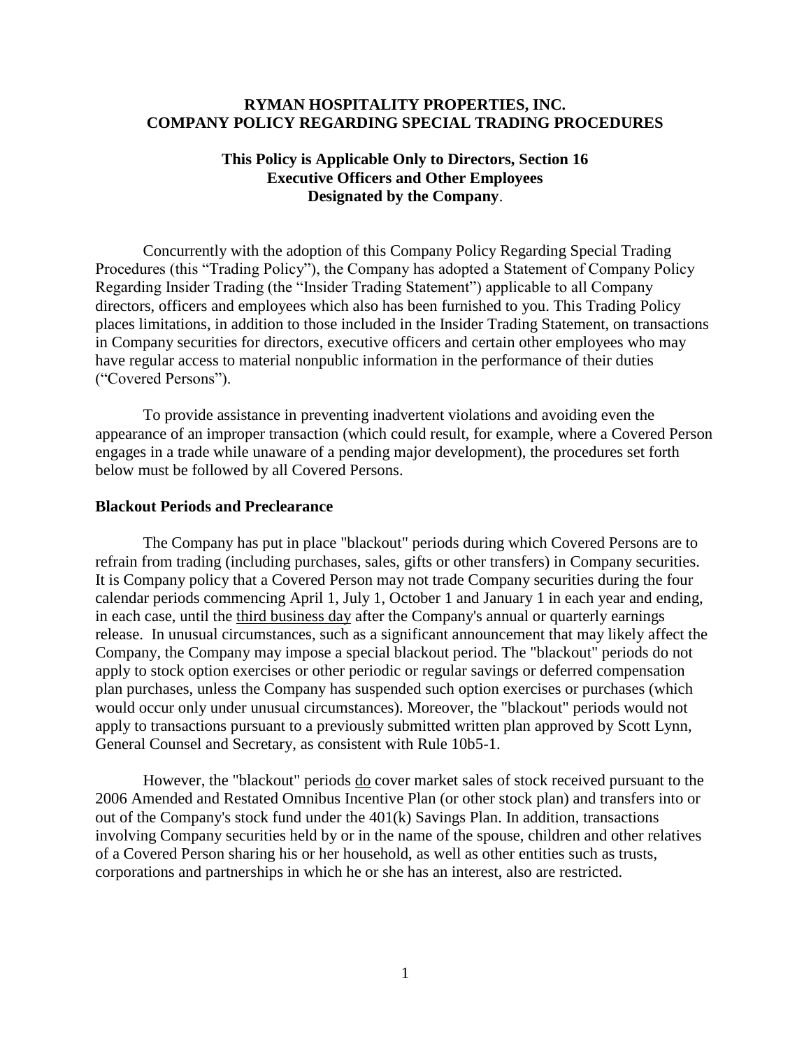# RYMAN HOSPITALITY PROPERTIES, INC.
# COMPANY POLICY REGARDING SPECIAL TRADING PROCEDURES

**This Policy is Applicable Only to Directors, Section 16 Executive Officers and Other Employees Designated by the Company**.

Concurrently with the adoption of this Company Policy Regarding Special Trading Procedures (this "Trading Policy"), the Company has adopted a Statement of Company Policy Regarding Insider Trading (the "Insider Trading Statement") applicable to all Company directors, officers and employees which also has been furnished to you. This Trading Policy places limitations, in addition to those included in the Insider Trading Statement, on transactions in Company securities for directors, executive officers and certain other employees who may have regular access to material nonpublic information in the performance of their duties ("Covered Persons").

To provide assistance in preventing inadvertent violations and avoiding even the appearance of an improper transaction (which could result, for example, where a Covered Person engages in a trade while unaware of a pending major development), the procedures set forth below must be followed by all Covered Persons.

**Blackout Periods and Preclearance**

The Company has put in place "blackout" periods during which Covered Persons are to refrain from trading (including purchases, sales, gifts or other transfers) in Company securities. It is Company policy that a Covered Person may not trade Company securities during the four calendar periods commencing April 1, July 1, October 1 and January 1 in each year and ending, in each case, until the <u>third business day</u> after the Company's annual or quarterly earnings release. In unusual circumstances, such as a significant announcement that may likely affect the Company, the Company may impose a special blackout period. The "blackout" periods do not apply to stock option exercises or other periodic or regular savings or deferred compensation plan purchases, unless the Company has suspended such option exercises or purchases (which would occur only under unusual circumstances). Moreover, the "blackout" periods would not apply to transactions pursuant to a previously submitted written plan approved by Scott Lynn, General Counsel and Secretary, as consistent with Rule 10b5-1.

However, the "blackout" periods <u>do</u> cover market sales of stock received pursuant to the 2006 Amended and Restated Omnibus Incentive Plan (or other stock plan) and transfers into or out of the Company's stock fund under the 401(k) Savings Plan. In addition, transactions involving Company securities held by or in the name of the spouse, children and other relatives of a Covered Person sharing his or her household, as well as other entities such as trusts, corporations and partnerships in which he or she has an interest, also are restricted.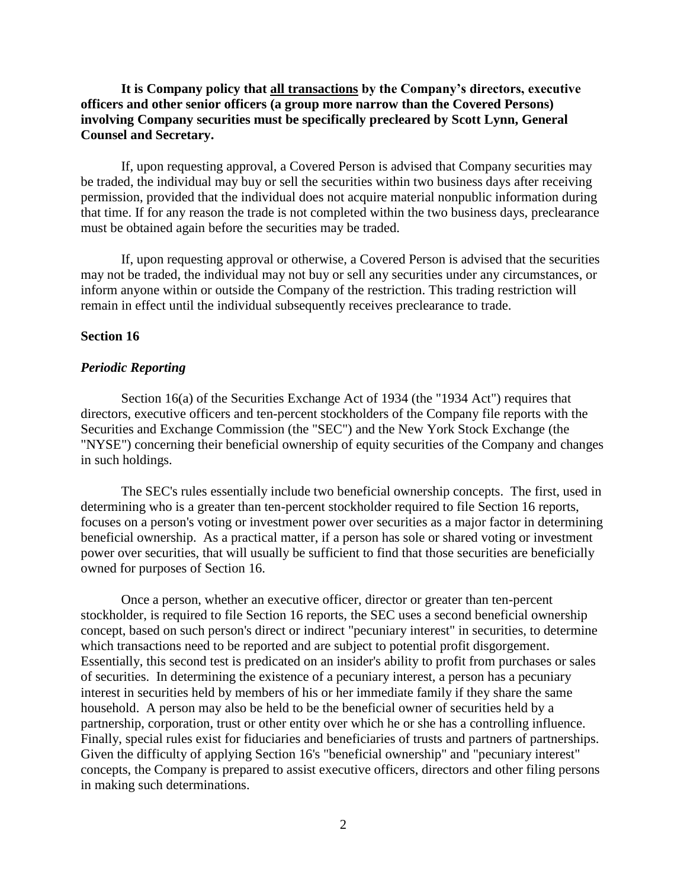**It is Company policy that <u>all transactions</u> by the Company's directors, executive officers and other senior officers (a group more narrow than the Covered Persons) involving Company securities must be specifically precleared by Scott Lynn, General Counsel and Secretary.**

If, upon requesting approval, a Covered Person is advised that Company securities may be traded, the individual may buy or sell the securities within two business days after receiving permission, provided that the individual does not acquire material nonpublic information during that time. If for any reason the trade is not completed within the two business days, preclearance must be obtained again before the securities may be traded.

If, upon requesting approval or otherwise, a Covered Person is advised that the securities may not be traded, the individual may not buy or sell any securities under any circumstances, or inform anyone within or outside the Company of the restriction. This trading restriction will remain in effect until the individual subsequently receives preclearance to trade.

## Section 16

### *Periodic Reporting*

Section 16(a) of the Securities Exchange Act of 1934 (the "1934 Act") requires that directors, executive officers and ten-percent stockholders of the Company file reports with the Securities and Exchange Commission (the "SEC") and the New York Stock Exchange (the "NYSE") concerning their beneficial ownership of equity securities of the Company and changes in such holdings.

The SEC's rules essentially include two beneficial ownership concepts. The first, used in determining who is a greater than ten-percent stockholder required to file Section 16 reports, focuses on a person's voting or investment power over securities as a major factor in determining beneficial ownership. As a practical matter, if a person has sole or shared voting or investment power over securities, that will usually be sufficient to find that those securities are beneficially owned for purposes of Section 16.

Once a person, whether an executive officer, director or greater than ten-percent stockholder, is required to file Section 16 reports, the SEC uses a second beneficial ownership concept, based on such person's direct or indirect "pecuniary interest" in securities, to determine which transactions need to be reported and are subject to potential profit disgorgement. Essentially, this second test is predicated on an insider's ability to profit from purchases or sales of securities. In determining the existence of a pecuniary interest, a person has a pecuniary interest in securities held by members of his or her immediate family if they share the same household. A person may also be held to be the beneficial owner of securities held by a partnership, corporation, trust or other entity over which he or she has a controlling influence. Finally, special rules exist for fiduciaries and beneficiaries of trusts and partners of partnerships. Given the difficulty of applying Section 16's "beneficial ownership" and "pecuniary interest" concepts, the Company is prepared to assist executive officers, directors and other filing persons in making such determinations.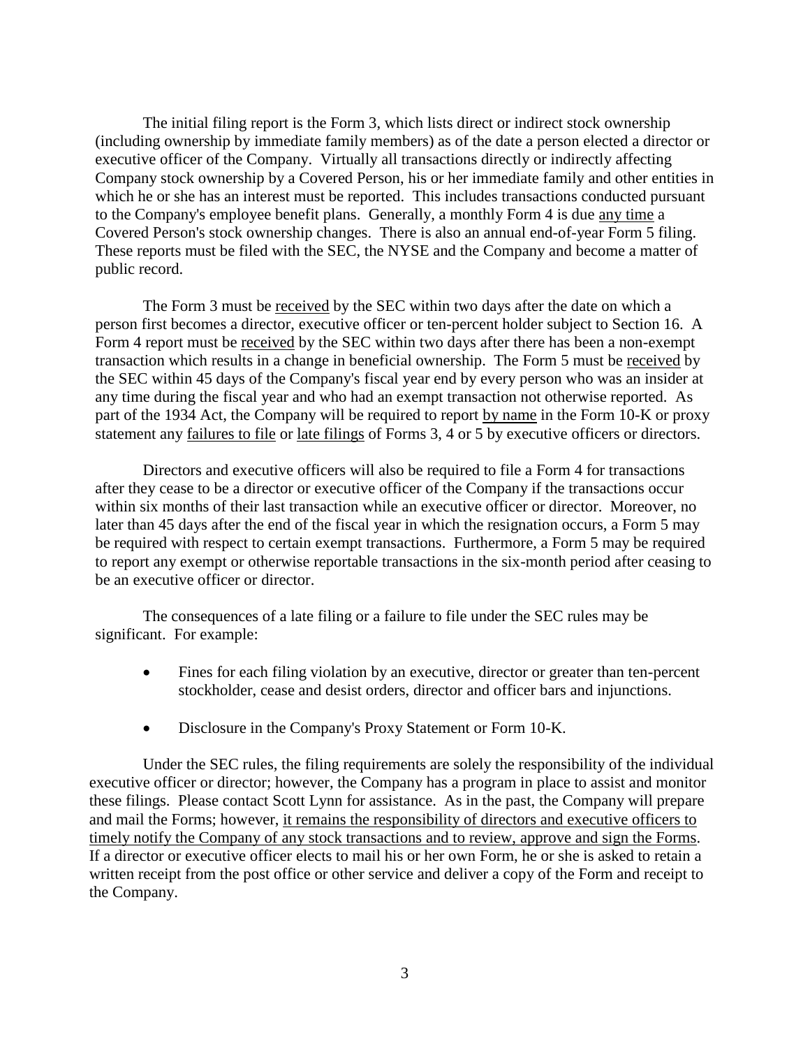The initial filing report is the Form 3, which lists direct or indirect stock ownership (including ownership by immediate family members) as of the date a person elected a director or executive officer of the Company. Virtually all transactions directly or indirectly affecting Company stock ownership by a Covered Person, his or her immediate family and other entities in which he or she has an interest must be reported. This includes transactions conducted pursuant to the Company's employee benefit plans. Generally, a monthly Form 4 is due <u>any time</u> a Covered Person's stock ownership changes. There is also an annual end-of-year Form 5 filing. These reports must be filed with the SEC, the NYSE and the Company and become a matter of public record.

The Form 3 must be <u>received</u> by the SEC within two days after the date on which a person first becomes a director, executive officer or ten-percent holder subject to Section 16. A Form 4 report must be <u>received</u> by the SEC within two days after there has been a non-exempt transaction which results in a change in beneficial ownership. The Form 5 must be <u>received</u> by the SEC within 45 days of the Company's fiscal year end by every person who was an insider at any time during the fiscal year and who had an exempt transaction not otherwise reported. As part of the 1934 Act, the Company will be required to report <u>by name</u> in the Form 10-K or proxy statement any <u>failures to file</u> or <u>late filings</u> of Forms 3, 4 or 5 by executive officers or directors.

Directors and executive officers will also be required to file a Form 4 for transactions after they cease to be a director or executive officer of the Company if the transactions occur within six months of their last transaction while an executive officer or director. Moreover, no later than 45 days after the end of the fiscal year in which the resignation occurs, a Form 5 may be required with respect to certain exempt transactions. Furthermore, a Form 5 may be required to report any exempt or otherwise reportable transactions in the six-month period after ceasing to be an executive officer or director.

The consequences of a late filing or a failure to file under the SEC rules may be significant. For example:

- Fines for each filing violation by an executive, director or greater than ten-percent stockholder, cease and desist orders, director and officer bars and injunctions.

- Disclosure in the Company's Proxy Statement or Form 10-K.

Under the SEC rules, the filing requirements are solely the responsibility of the individual executive officer or director; however, the Company has a program in place to assist and monitor these filings. Please contact Scott Lynn for assistance. As in the past, the Company will prepare and mail the Forms; however, <u>it remains the responsibility of directors and executive officers to timely notify the Company of any stock transactions and to review, approve and sign the Forms</u>. If a director or executive officer elects to mail his or her own Form, he or she is asked to retain a written receipt from the post office or other service and deliver a copy of the Form and receipt to the Company.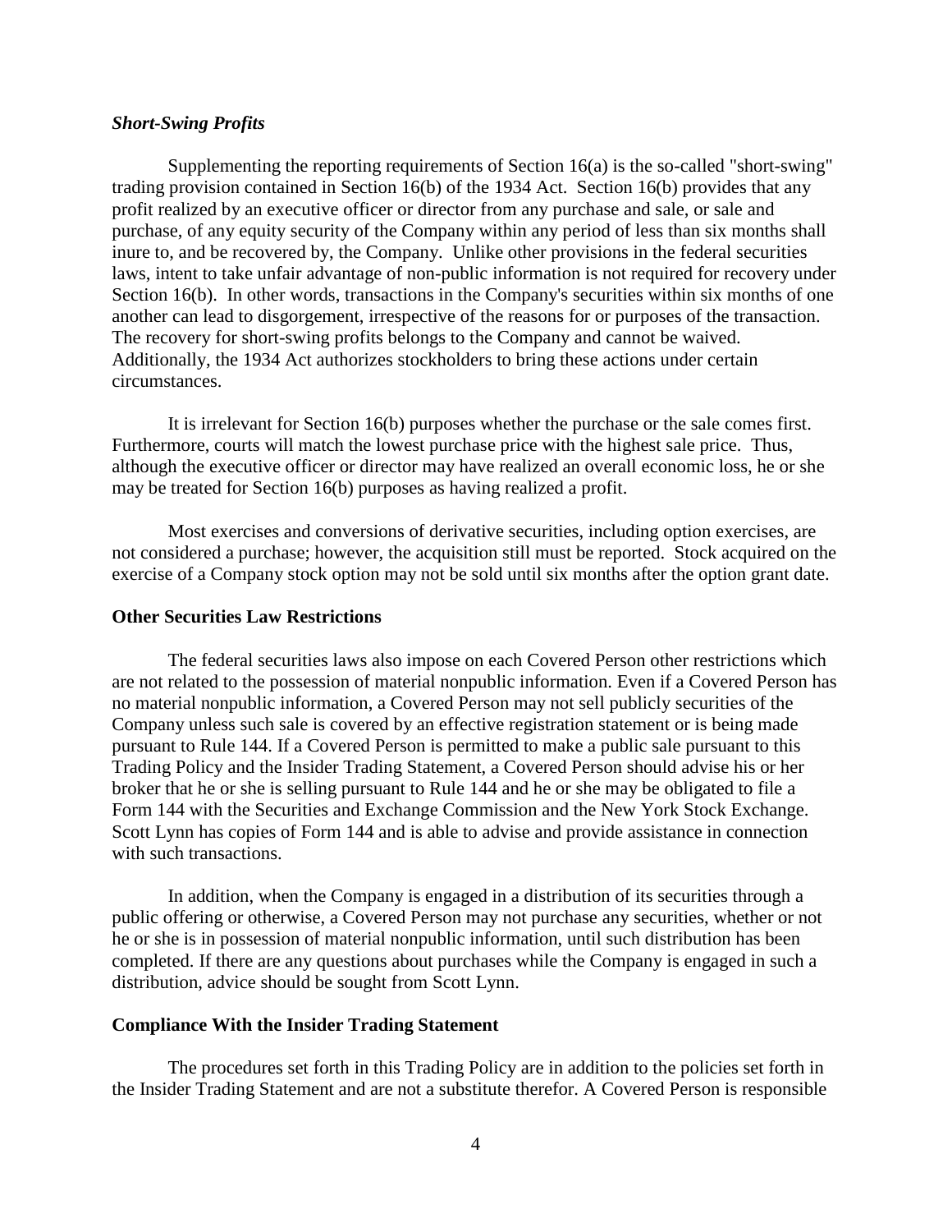***Short-Swing Profits***

Supplementing the reporting requirements of Section 16(a) is the so-called "short-swing" trading provision contained in Section 16(b) of the 1934 Act. Section 16(b) provides that any profit realized by an executive officer or director from any purchase and sale, or sale and purchase, of any equity security of the Company within any period of less than six months shall inure to, and be recovered by, the Company. Unlike other provisions in the federal securities laws, intent to take unfair advantage of non-public information is not required for recovery under Section 16(b). In other words, transactions in the Company's securities within six months of one another can lead to disgorgement, irrespective of the reasons for or purposes of the transaction. The recovery for short-swing profits belongs to the Company and cannot be waived. Additionally, the 1934 Act authorizes stockholders to bring these actions under certain circumstances.

It is irrelevant for Section 16(b) purposes whether the purchase or the sale comes first. Furthermore, courts will match the lowest purchase price with the highest sale price. Thus, although the executive officer or director may have realized an overall economic loss, he or she may be treated for Section 16(b) purposes as having realized a profit.

Most exercises and conversions of derivative securities, including option exercises, are not considered a purchase; however, the acquisition still must be reported. Stock acquired on the exercise of a Company stock option may not be sold until six months after the option grant date.

**Other Securities Law Restrictions**

The federal securities laws also impose on each Covered Person other restrictions which are not related to the possession of material nonpublic information. Even if a Covered Person has no material nonpublic information, a Covered Person may not sell publicly securities of the Company unless such sale is covered by an effective registration statement or is being made pursuant to Rule 144. If a Covered Person is permitted to make a public sale pursuant to this Trading Policy and the Insider Trading Statement, a Covered Person should advise his or her broker that he or she is selling pursuant to Rule 144 and he or she may be obligated to file a Form 144 with the Securities and Exchange Commission and the New York Stock Exchange. Scott Lynn has copies of Form 144 and is able to advise and provide assistance in connection with such transactions.

In addition, when the Company is engaged in a distribution of its securities through a public offering or otherwise, a Covered Person may not purchase any securities, whether or not he or she is in possession of material nonpublic information, until such distribution has been completed. If there are any questions about purchases while the Company is engaged in such a distribution, advice should be sought from Scott Lynn.

**Compliance With the Insider Trading Statement**

The procedures set forth in this Trading Policy are in addition to the policies set forth in the Insider Trading Statement and are not a substitute therefor. A Covered Person is responsible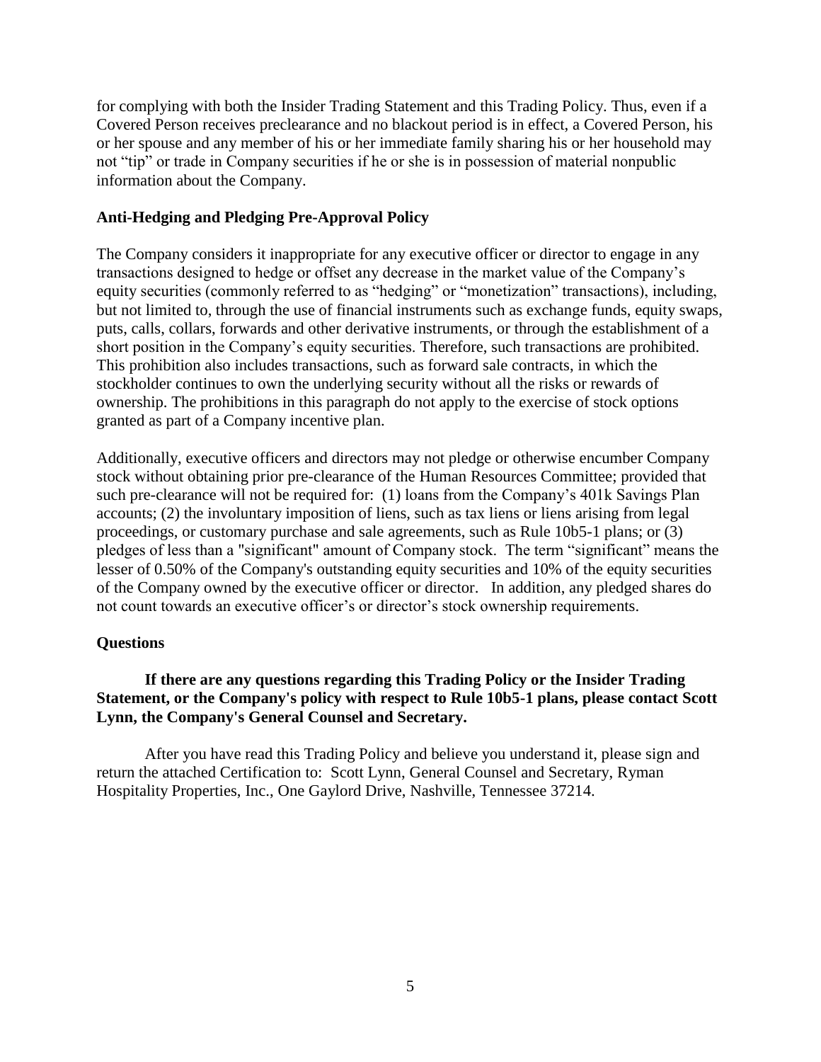for complying with both the Insider Trading Statement and this Trading Policy. Thus, even if a Covered Person receives preclearance and no blackout period is in effect, a Covered Person, his or her spouse and any member of his or her immediate family sharing his or her household may not "tip" or trade in Company securities if he or she is in possession of material nonpublic information about the Company.

**Anti-Hedging and Pledging Pre-Approval Policy**

The Company considers it inappropriate for any executive officer or director to engage in any transactions designed to hedge or offset any decrease in the market value of the Company's equity securities (commonly referred to as "hedging" or "monetization" transactions), including, but not limited to, through the use of financial instruments such as exchange funds, equity swaps, puts, calls, collars, forwards and other derivative instruments, or through the establishment of a short position in the Company's equity securities. Therefore, such transactions are prohibited. This prohibition also includes transactions, such as forward sale contracts, in which the stockholder continues to own the underlying security without all the risks or rewards of ownership. The prohibitions in this paragraph do not apply to the exercise of stock options granted as part of a Company incentive plan.

Additionally, executive officers and directors may not pledge or otherwise encumber Company stock without obtaining prior pre-clearance of the Human Resources Committee; provided that such pre-clearance will not be required for: (1) loans from the Company's 401k Savings Plan accounts; (2) the involuntary imposition of liens, such as tax liens or liens arising from legal proceedings, or customary purchase and sale agreements, such as Rule 10b5-1 plans; or (3) pledges of less than a "significant" amount of Company stock. The term "significant" means the lesser of 0.50% of the Company's outstanding equity securities and 10% of the equity securities of the Company owned by the executive officer or director. In addition, any pledged shares do not count towards an executive officer's or director's stock ownership requirements.

**Questions**

**If there are any questions regarding this Trading Policy or the Insider Trading Statement, or the Company's policy with respect to Rule 10b5-1 plans, please contact Scott Lynn, the Company's General Counsel and Secretary.**

After you have read this Trading Policy and believe you understand it, please sign and return the attached Certification to: Scott Lynn, General Counsel and Secretary, Ryman Hospitality Properties, Inc., One Gaylord Drive, Nashville, Tennessee 37214.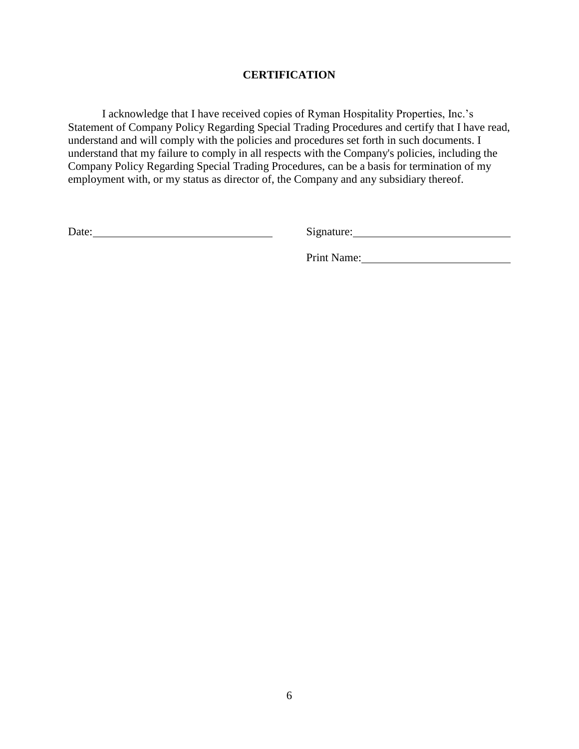# CERTIFICATION

I acknowledge that I have received copies of Ryman Hospitality Properties, Inc.'s Statement of Company Policy Regarding Special Trading Procedures and certify that I have read, understand and will comply with the policies and procedures set forth in such documents. I understand that my failure to comply in all respects with the Company's policies, including the Company Policy Regarding Special Trading Procedures, can be a basis for termination of my employment with, or my status as director of, the Company and any subsidiary thereof.

Date:\_\_\_\_\_\_\_\_\_\_\_\_\_\_\_\_\_\_\_\_\_\_\_\_\_\_\_\_\_\_

Signature:\_\_\_\_\_\_\_\_\_\_\_\_\_\_\_\_\_\_\_\_\_\_\_\_\_\_\_\_

Print Name:\_\_\_\_\_\_\_\_\_\_\_\_\_\_\_\_\_\_\_\_\_\_\_\_\_\_